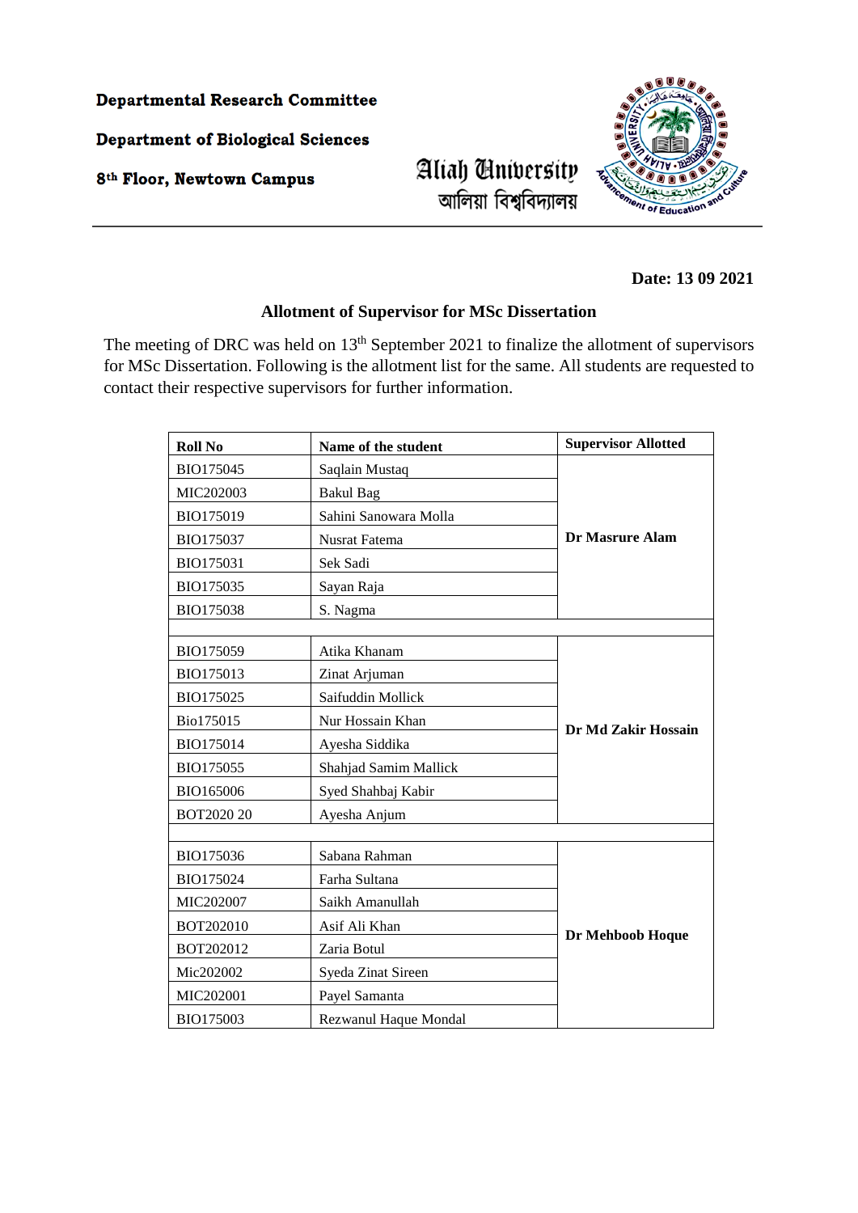**Departmental Research Committee**

**Department of Biological Sciences**

**8th Floor, Newtown Campus**

Aliah University
আলিয়া বিশ্ববিদ্যালয়

**Date: 13 09 2021**

## Allotment of Supervisor for MSc Dissertation

The meeting of DRC was held on 13th September 2021 to finalize the allotment of supervisors for MSc Dissertation. Following is the allotment list for the same. All students are requested to contact their respective supervisors for further information.

| Roll No | Name of the student | Supervisor Allotted |
|---|---|---|
| BIO175045 | Saqlain Mustaq | Dr Masrure Alam |
| MIC202003 | Bakul Bag | |
| BIO175019 | Sahini Sanowara Molla | |
| BIO175037 | Nusrat Fatema | |
| BIO175031 | Sek Sadi | |
| BIO175035 | Sayan Raja | |
| BIO175038 | S. Nagma | |
| | | |
| BIO175059 | Atika Khanam | Dr Md Zakir Hossain |
| BIO175013 | Zinat Arjuman | |
| BIO175025 | Saifuddin Mollick | |
| Bio175015 | Nur Hossain Khan | |
| BIO175014 | Ayesha Siddika | |
| BIO175055 | Shahjad Samim Mallick | |
| BIO165006 | Syed Shahbaj Kabir | |
| BOT2020 20 | Ayesha Anjum | |
| | | |
| BIO175036 | Sabana Rahman | Dr Mehboob Hoque |
| BIO175024 | Farha Sultana | |
| MIC202007 | Saikh Amanullah | |
| BOT202010 | Asif Ali Khan | |
| BOT202012 | Zaria Botul | |
| Mic202002 | Syeda Zinat Sireen | |
| MIC202001 | Payel Samanta | |
| BIO175003 | Rezwanul Haque Mondal | |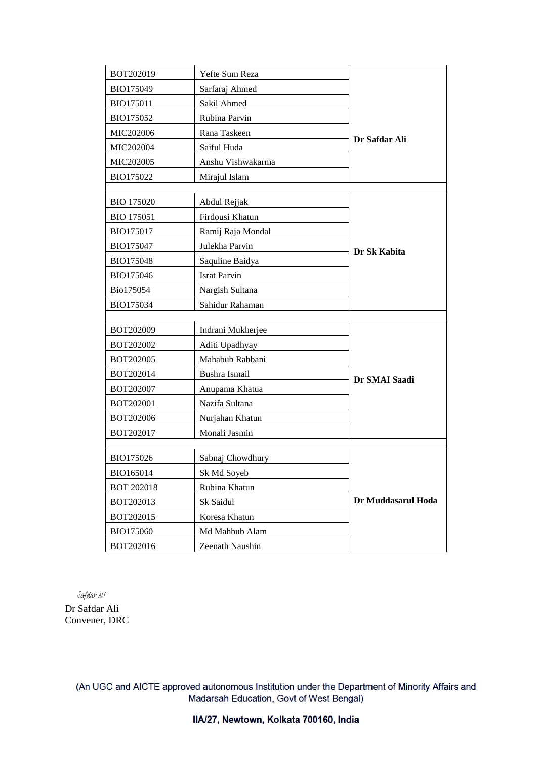| | | |
|---|---|---|
| BOT202019 | Yefte Sum Reza | **Dr Safdar Ali** |
| BIO175049 | Sarfaraj Ahmed | |
| BIO175011 | Sakil Ahmed | |
| BIO175052 | Rubina Parvin | |
| MIC202006 | Rana Taskeen | |
| MIC202004 | Saiful Huda | |
| MIC202005 | Anshu Vishwakarma | |
| BIO175022 | Mirajul Islam | |
| | | |
| BIO 175020 | Abdul Rejjak | **Dr Sk Kabita** |
| BIO 175051 | Firdousi Khatun | |
| BIO175017 | Ramij Raja Mondal | |
| BIO175047 | Julekha Parvin | |
| BIO175048 | Saquline Baidya | |
| BIO175046 | Israt Parvin | |
| Bio175054 | Nargish Sultana | |
| BIO175034 | Sahidur Rahaman | |
| | | |
| BOT202009 | Indrani Mukherjee | **Dr SMAI Saadi** |
| BOT202002 | Aditi Upadhyay | |
| BOT202005 | Mahabub Rabbani | |
| BOT202014 | Bushra Ismail | |
| BOT202007 | Anupama Khatua | |
| BOT202001 | Nazifa Sultana | |
| BOT202006 | Nurjahan Khatun | |
| BOT202017 | Monali Jasmin | |
| | | |
| BIO175026 | Sabnaj Chowdhury | **Dr Muddasarul Hoda** |
| BIO165014 | Sk Md Soyeb | |
| BOT 202018 | Rubina Khatun | |
| BOT202013 | Sk Saidul | |
| BOT202015 | Koresa Khatun | |
| BIO175060 | Md Mahbub Alam | |
| BOT202016 | Zeenath Naushin | |

Safdar Ali

Dr Safdar Ali
Convener, DRC

(An UGC and AICTE approved autonomous Institution under the Department of Minority Affairs and Madarsah Education, Govt of West Bengal)

**IIA/27, Newtown, Kolkata 700160, India**